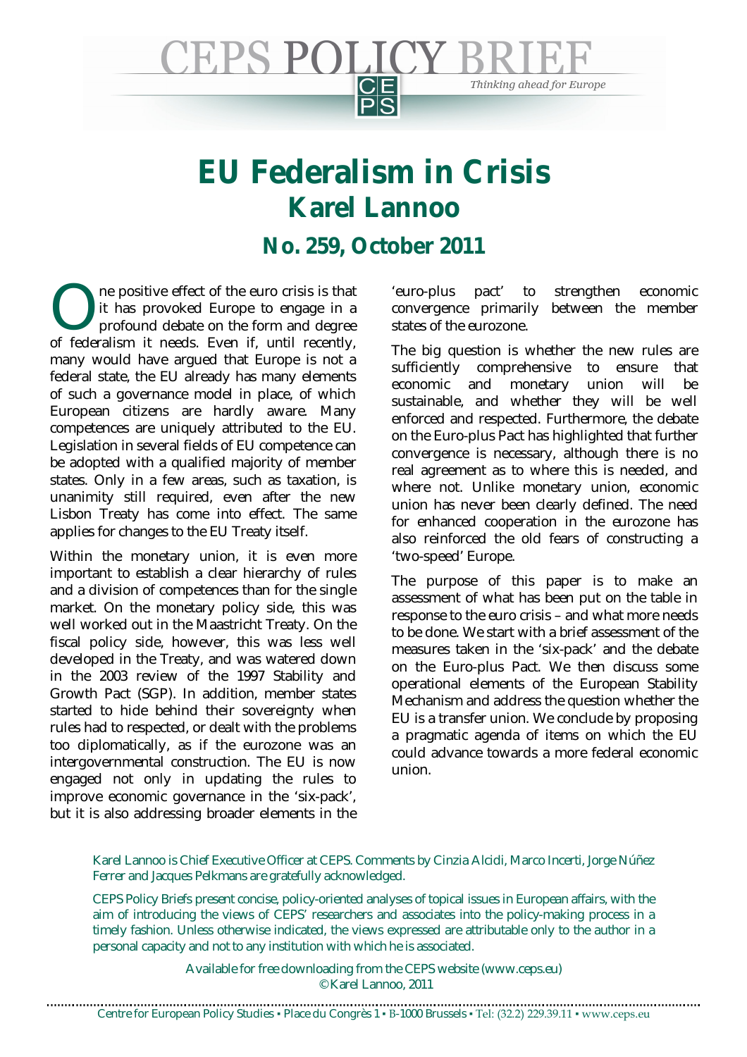# EU Federalism in Crisis

## Karel Lannoo

### No. 259, October 2011

One positive effect of the euro crisis is that it has provoked Europe to engage in a profound debate on the form and degree of federalism it needs. Even if, until recently, many would have argued that Europe is not a federal state, the EU already has many elements of such a governance model in place, of which European citizens are hardly aware. Many competences are uniquely attributed to the EU. Legislation in several fields of EU competence can be adopted with a qualified majority of member states. Only in a few areas, such as taxation, is unanimity still required, even after the new Lisbon Treaty has come into effect. The same applies for changes to the EU Treaty itself.

Within the monetary union, it is even more important to establish a clear hierarchy of rules and a division of competences than for the single market. On the monetary policy side, this was well worked out in the Maastricht Treaty. On the fiscal policy side, however, this was less well developed in the Treaty, and was watered down in the 2003 review of the 1997 Stability and Growth Pact (SGP). In addition, member states started to hide behind their sovereignty when rules had to respected, or dealt with the problems too diplomatically, as if the eurozone was an intergovernmental construction. The EU is now engaged not only in updating the rules to improve economic governance in the 'six-pack', but it is also addressing broader elements in the 'euro-plus pact' to strengthen economic convergence primarily between the member states of the eurozone.

The big question is whether the new rules are sufficiently comprehensive to ensure that economic and monetary union will be sustainable, and whether they will be well enforced and respected. Furthermore, the debate on the Euro-plus Pact has highlighted that further convergence is necessary, although there is no real agreement as to where this is needed, and where not. Unlike monetary union, economic union has never been clearly defined. The need for enhanced cooperation in the eurozone has also reinforced the old fears of constructing a 'two-speed' Europe.

The purpose of this paper is to make an assessment of what has been put on the table in response to the euro crisis – and what more needs to be done. We start with a brief assessment of the measures taken in the 'six-pack' and the debate on the Euro-plus Pact. We then discuss some operational elements of the European Stability Mechanism and address the question whether the EU is a transfer union. We conclude by proposing a pragmatic agenda of items on which the EU could advance towards a more federal economic union.

Karel Lannoo is Chief Executive Officer at CEPS. Comments by Cinzia Alcidi, Marco Incerti, Jorge Núñez Ferrer and Jacques Pelkmans are gratefully acknowledged.

CEPS Policy Briefs present concise, policy-oriented analyses of topical issues in European affairs, with the aim of introducing the views of CEPS' researchers and associates into the policy-making process in a timely fashion. Unless otherwise indicated, the views expressed are attributable only to the author in a personal capacity and not to any institution with which he is associated.

Available for free downloading from the CEPS website (www.ceps.eu)
© Karel Lannoo, 2011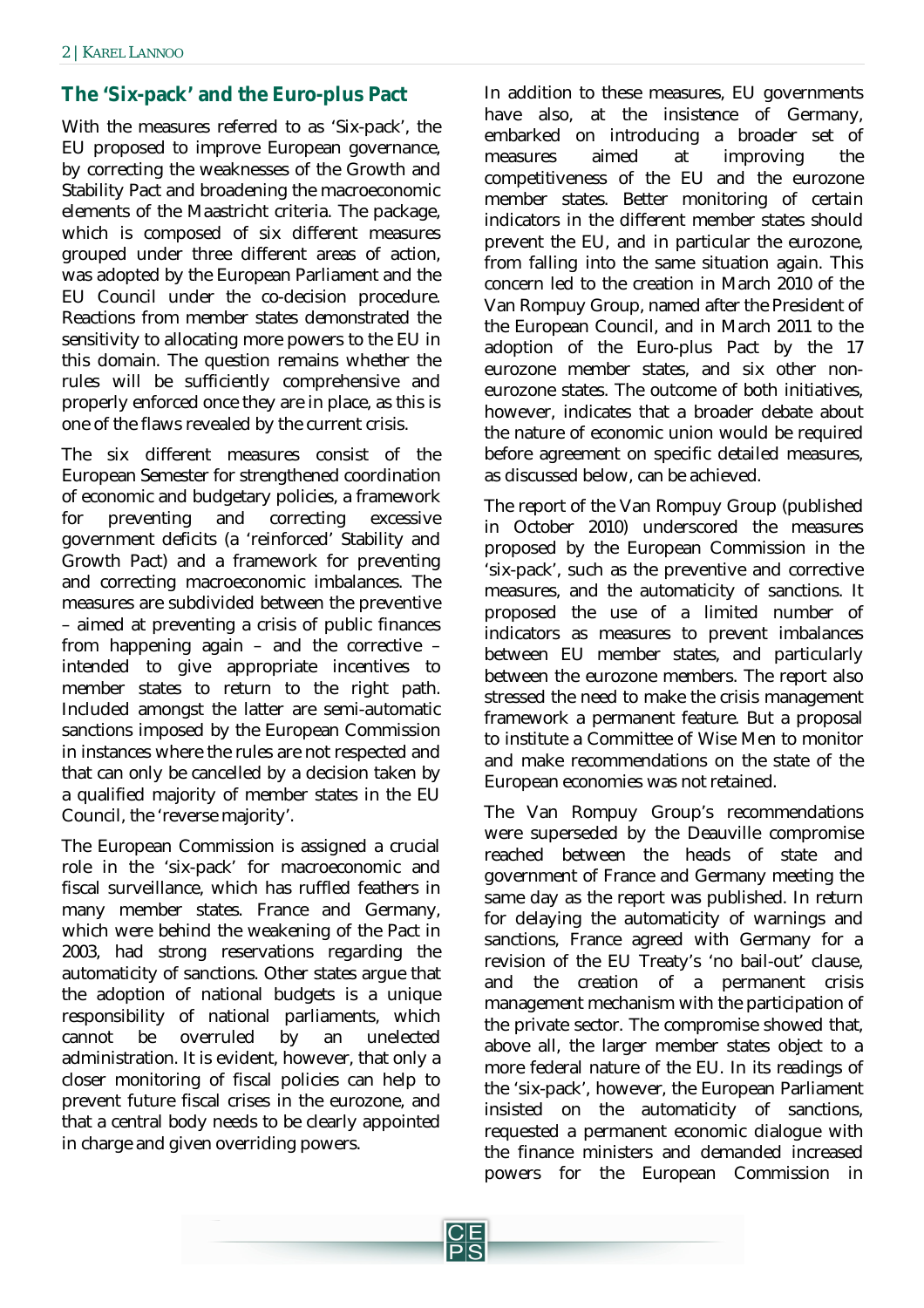## The 'Six-pack' and the Euro-plus Pact

With the measures referred to as 'Six-pack', the EU proposed to improve European governance, by correcting the weaknesses of the Growth and Stability Pact and broadening the macroeconomic elements of the Maastricht criteria. The package, which is composed of six different measures grouped under three different areas of action, was adopted by the European Parliament and the EU Council under the co-decision procedure. Reactions from member states demonstrated the sensitivity to allocating more powers to the EU in this domain. The question remains whether the rules will be sufficiently comprehensive and properly enforced once they are in place, as this is one of the flaws revealed by the current crisis.

The six different measures consist of the European Semester for strengthened coordination of economic and budgetary policies, a framework for preventing and correcting excessive government deficits (a 'reinforced' Stability and Growth Pact) and a framework for preventing and correcting macroeconomic imbalances. The measures are subdivided between the preventive – aimed at preventing a crisis of public finances from happening again – and the corrective – intended to give appropriate incentives to member states to return to the right path. Included amongst the latter are semi-automatic sanctions imposed by the European Commission in instances where the rules are not respected and that can only be cancelled by a decision taken by a qualified majority of member states in the EU Council, the 'reverse majority'.

The European Commission is assigned a crucial role in the 'six-pack' for macroeconomic and fiscal surveillance, which has ruffled feathers in many member states. France and Germany, which were behind the weakening of the Pact in 2003, had strong reservations regarding the automaticity of sanctions. Other states argue that the adoption of national budgets is a unique responsibility of national parliaments, which cannot be overruled by an unelected administration. It is evident, however, that only a closer monitoring of fiscal policies can help to prevent future fiscal crises in the eurozone, and that a central body needs to be clearly appointed in charge and given overriding powers.

In addition to these measures, EU governments have also, at the insistence of Germany, embarked on introducing a broader set of measures aimed at improving the competitiveness of the EU and the eurozone member states. Better monitoring of certain indicators in the different member states should prevent the EU, and in particular the eurozone, from falling into the same situation again. This concern led to the creation in March 2010 of the Van Rompuy Group, named after the President of the European Council, and in March 2011 to the adoption of the Euro-plus Pact by the 17 eurozone member states, and six other non-eurozone states. The outcome of both initiatives, however, indicates that a broader debate about the nature of economic union would be required before agreement on specific detailed measures, as discussed below, can be achieved.

The report of the Van Rompuy Group (published in October 2010) underscored the measures proposed by the European Commission in the 'six-pack', such as the preventive and corrective measures, and the automaticity of sanctions. It proposed the use of a limited number of indicators as measures to prevent imbalances between EU member states, and particularly between the eurozone members. The report also stressed the need to make the crisis management framework a permanent feature. But a proposal to institute a Committee of Wise Men to monitor and make recommendations on the state of the European economies was not retained.

The Van Rompuy Group's recommendations were superseded by the Deauville compromise reached between the heads of state and government of France and Germany meeting the same day as the report was published. In return for delaying the automaticity of warnings and sanctions, France agreed with Germany for a revision of the EU Treaty's 'no bail-out' clause, and the creation of a permanent crisis management mechanism with the participation of the private sector. The compromise showed that, above all, the larger member states object to a more federal nature of the EU. In its readings of the 'six-pack', however, the European Parliament insisted on the automaticity of sanctions, requested a permanent economic dialogue with the finance ministers and demanded increased powers for the European Commission in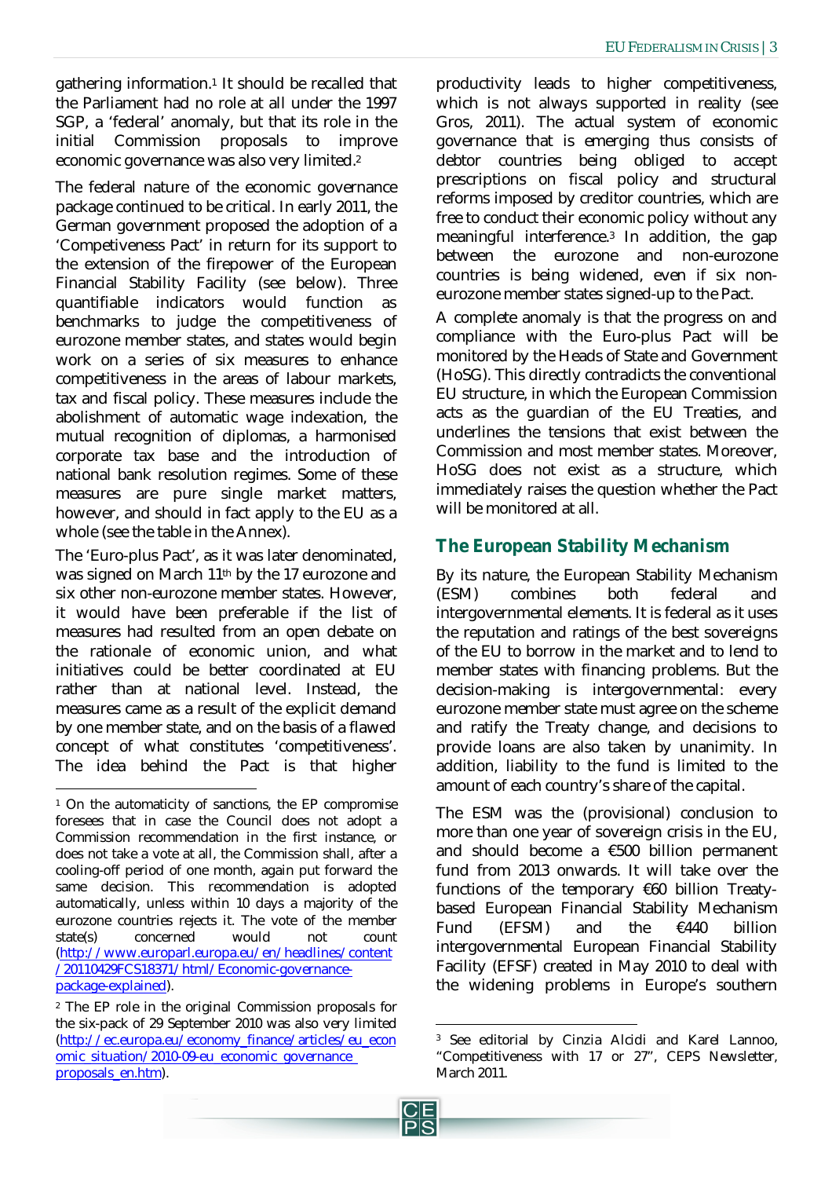gathering information.[1] It should be recalled that the Parliament had no role at all under the 1997 SGP, a 'federal' anomaly, but that its role in the initial Commission proposals to improve economic governance was also very limited.[2]

The federal nature of the economic governance package continued to be critical. In early 2011, the German government proposed the adoption of a 'Competiveness Pact' in return for its support to the extension of the firepower of the European Financial Stability Facility (see below). Three quantifiable indicators would function as benchmarks to judge the competitiveness of eurozone member states, and states would begin work on a series of six measures to enhance competitiveness in the areas of labour markets, tax and fiscal policy. These measures include the abolishment of automatic wage indexation, the mutual recognition of diplomas, a harmonised corporate tax base and the introduction of national bank resolution regimes. Some of these measures are pure single market matters, however, and should in fact apply to the EU as a whole (see the table in the Annex).

The 'Euro-plus Pact', as it was later denominated, was signed on March 11th by the 17 eurozone and six other non-eurozone member states. However, it would have been preferable if the list of measures had resulted from an open debate on the rationale of economic union, and what initiatives could be better coordinated at EU rather than at national level. Instead, the measures came as a result of the explicit demand by one member state, and on the basis of a flawed concept of what constitutes 'competitiveness'. The idea behind the Pact is that higher productivity leads to higher competitiveness, which is not always supported in reality (see Gros, 2011). The actual system of economic governance that is emerging thus consists of debtor countries being obliged to accept prescriptions on fiscal policy and structural reforms imposed by creditor countries, which are free to conduct their economic policy without any meaningful interference.[3] In addition, the gap between the eurozone and non-eurozone countries is being widened, even if six non-eurozone member states signed-up to the Pact.

A complete anomaly is that the progress on and compliance with the Euro-plus Pact will be monitored by the Heads of State and Government (HoSG). This directly contradicts the conventional EU structure, in which the European Commission acts as the guardian of the EU Treaties, and underlines the tensions that exist between the Commission and most member states. Moreover, HoSG does not exist as a structure, which immediately raises the question whether the Pact will be monitored at all.

## The European Stability Mechanism

By its nature, the European Stability Mechanism (ESM) combines both federal and intergovernmental elements. It is federal as it uses the reputation and ratings of the best sovereigns of the EU to borrow in the market and to lend to member states with financing problems. But the decision-making is intergovernmental: every eurozone member state must agree on the scheme and ratify the Treaty change, and decisions to provide loans are also taken by unanimity. In addition, liability to the fund is limited to the amount of each country's share of the capital.

The ESM was the (provisional) conclusion to more than one year of sovereign crisis in the EU, and should become a €500 billion permanent fund from 2013 onwards. It will take over the functions of the temporary €60 billion Treaty-based European Financial Stability Mechanism Fund (EFSM) and the €440 billion intergovernmental European Financial Stability Facility (EFSF) created in May 2010 to deal with the widening problems in Europe's southern

---

[1] On the automaticity of sanctions, the EP compromise foresees that in case the Council does not adopt a Commission recommendation in the first instance, or does not take a vote at all, the Commission shall, after a cooling-off period of one month, again put forward the same decision. This recommendation is adopted automatically, unless within 10 days a majority of the eurozone countries rejects it. The vote of the member state(s) concerned would not count (http://www.europarl.europa.eu/en/headlines/content/20110429FCS18371/html/Economic-governance-package-explained).

[2] The EP role in the original Commission proposals for the six-pack of 29 September 2010 was also very limited (http://ec.europa.eu/economy_finance/articles/eu_economic_situation/2010-09-eu_economic_governance_proposals_en.htm).

[3] See editorial by Cinzia Alcidi and Karel Lannoo, "Competitiveness with 17 or 27", CEPS Newsletter, March 2011.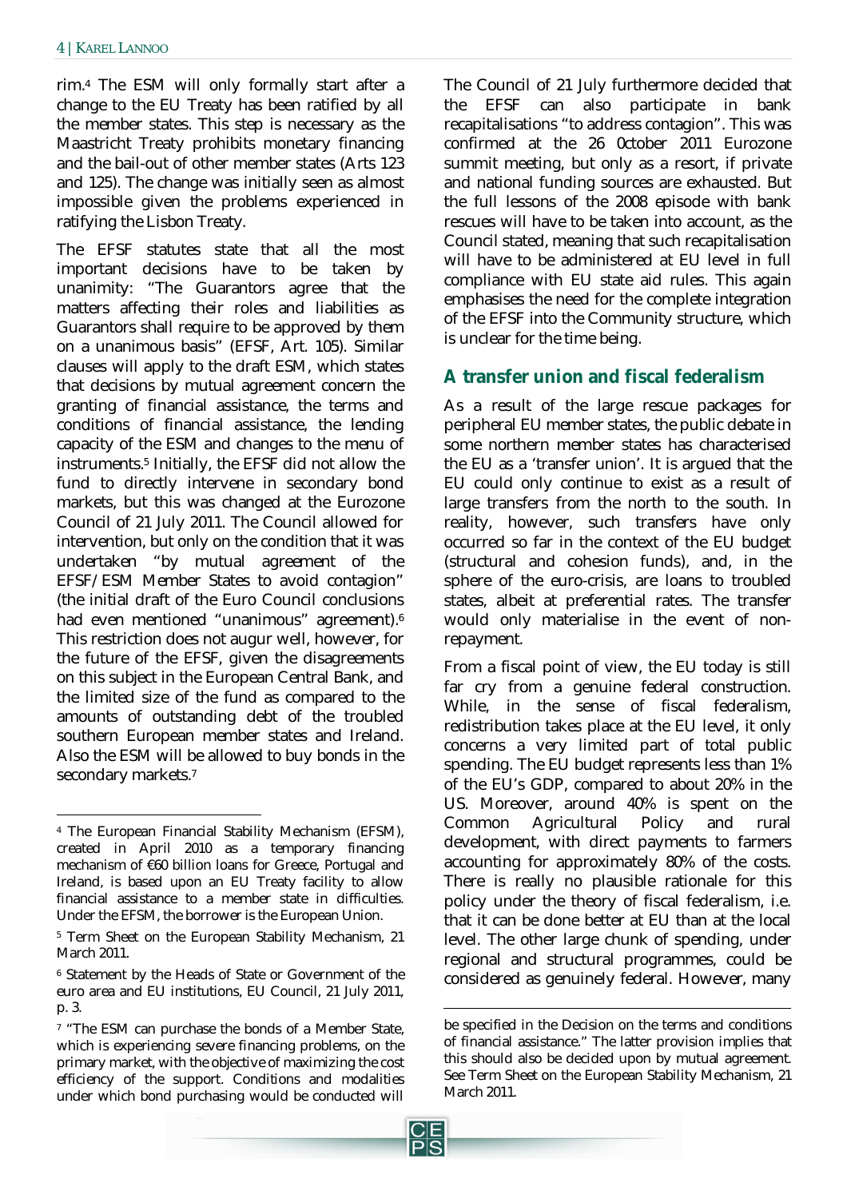rim.[4] The ESM will only formally start after a change to the EU Treaty has been ratified by all the member states. This step is necessary as the Maastricht Treaty prohibits monetary financing and the bail-out of other member states (Arts 123 and 125). The change was initially seen as almost impossible given the problems experienced in ratifying the Lisbon Treaty.

The EFSF statutes state that all the most important decisions have to be taken by unanimity: "The Guarantors agree that the matters affecting their roles and liabilities as Guarantors shall require to be approved by them on a unanimous basis" (EFSF, Art. 10.5). Similar clauses will apply to the draft ESM, which states that decisions by mutual agreement concern the granting of financial assistance, the terms and conditions of financial assistance, the lending capacity of the ESM and changes to the menu of instruments.[5] Initially, the EFSF did not allow the fund to directly intervene in secondary bond markets, but this was changed at the Eurozone Council of 21 July 2011. The Council allowed for intervention, but only on the condition that it was undertaken "by mutual agreement of the EFSF/ESM Member States to avoid contagion" (the initial draft of the Euro Council conclusions had even mentioned "unanimous" agreement).[6] This restriction does not augur well, however, for the future of the EFSF, given the disagreements on this subject in the European Central Bank, and the limited size of the fund as compared to the amounts of outstanding debt of the troubled southern European member states and Ireland. Also the ESM will be allowed to buy bonds in the secondary markets.[7]

The Council of 21 July furthermore decided that the EFSF can also participate in bank recapitalisations "to address contagion". This was confirmed at the 26 October 2011 Eurozone summit meeting, but only as a resort, if private and national funding sources are exhausted. But the full lessons of the 2008 episode with bank rescues will have to be taken into account, as the Council stated, meaning that such recapitalisation will have to be administered at EU level in full compliance with EU state aid rules. This again emphasises the need for the complete integration of the EFSF into the Community structure, which is unclear for the time being.

## A transfer union and fiscal federalism

As a result of the large rescue packages for peripheral EU member states, the public debate in some northern member states has characterised the EU as a 'transfer union'. It is argued that the EU could only continue to exist as a result of large transfers from the north to the south. In reality, however, such transfers have only occurred so far in the context of the EU budget (structural and cohesion funds), and, in the sphere of the euro-crisis, are loans to troubled states, albeit at preferential rates. The transfer would only materialise in the event of non-repayment.

From a fiscal point of view, the EU today is still far cry from a genuine federal construction. While, in the sense of fiscal federalism, redistribution takes place at the EU level, it only concerns a very limited part of total public spending. The EU budget represents less than 1% of the EU's GDP, compared to about 20% in the US. Moreover, around 40% is spent on the Common Agricultural Policy and rural development, with direct payments to farmers accounting for approximately 80% of the costs. There is really no plausible rationale for this policy under the theory of fiscal federalism, i.e. that it can be done better at EU than at the local level. The other large chunk of spending, under regional and structural programmes, could be considered as genuinely federal. However, many

---

[4] The European Financial Stability Mechanism (EFSM), created in April 2010 as a temporary financing mechanism of €60 billion loans for Greece, Portugal and Ireland, is based upon an EU Treaty facility to allow financial assistance to a member state in difficulties. Under the EFSM, the borrower is the European Union.

[5] Term Sheet on the European Stability Mechanism, 21 March 2011.

[6] Statement by the Heads of State or Government of the euro area and EU institutions, EU Council, 21 July 2011, p. 3.

[7] "The ESM can purchase the bonds of a Member State, which is experiencing severe financing problems, on the primary market, with the objective of maximizing the cost efficiency of the support. Conditions and modalities under which bond purchasing would be conducted will be specified in the Decision on the terms and conditions of financial assistance." The latter provision implies that this should also be decided upon by mutual agreement. See Term Sheet on the European Stability Mechanism, 21 March 2011.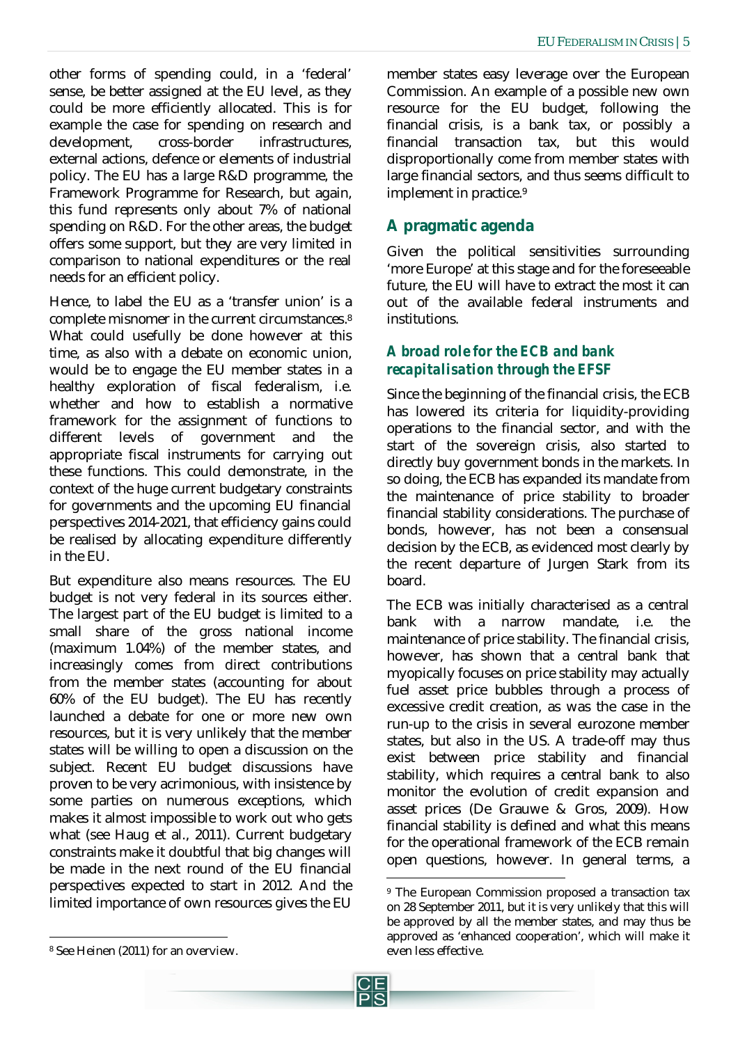other forms of spending could, in a 'federal' sense, be better assigned at the EU level, as they could be more efficiently allocated. This is for example the case for spending on research and development, cross-border infrastructures, external actions, defence or elements of industrial policy. The EU has a large R&D programme, the Framework Programme for Research, but again, this fund represents only about 7% of national spending on R&D. For the other areas, the budget offers some support, but they are very limited in comparison to national expenditures or the real needs for an efficient policy.

Hence, to label the EU as a 'transfer union' is a complete misnomer in the current circumstances.[8] What could usefully be done however at this time, as also with a debate on economic union, would be to engage the EU member states in a healthy exploration of fiscal federalism, i.e. whether and how to establish a normative framework for the assignment of functions to different levels of government and the appropriate fiscal instruments for carrying out these functions. This could demonstrate, in the context of the huge current budgetary constraints for governments and the upcoming EU financial perspectives 2014-2021, that efficiency gains could be realised by allocating expenditure differently in the EU.

But expenditure also means resources. The EU budget is not very federal in its sources either. The largest part of the EU budget is limited to a small share of the gross national income (maximum 1.04%) of the member states, and increasingly comes from direct contributions from the member states (accounting for about 60% of the EU budget). The EU has recently launched a debate for one or more new own resources, but it is very unlikely that the member states will be willing to open a discussion on the subject. Recent EU budget discussions have proven to be very acrimonious, with insistence by some parties on numerous exceptions, which makes it almost impossible to work out who gets what (see Haug et al., 2011). Current budgetary constraints make it doubtful that big changes will be made in the next round of the EU financial perspectives expected to start in 2012. And the limited importance of own resources gives the EU member states easy leverage over the European Commission. An example of a possible new own resource for the EU budget, following the financial crisis, is a bank tax, or possibly a financial transaction tax, but this would disproportionally come from member states with large financial sectors, and thus seems difficult to implement in practice.[9]

## A pragmatic agenda

Given the political sensitivities surrounding 'more Europe' at this stage and for the foreseeable future, the EU will have to extract the most it can out of the available federal instruments and institutions.

### *A broad role for the ECB and bank recapitalisation through the EFSF*

Since the beginning of the financial crisis, the ECB has lowered its criteria for liquidity-providing operations to the financial sector, and with the start of the sovereign crisis, also started to directly buy government bonds in the markets. In so doing, the ECB has expanded its mandate from the maintenance of price stability to broader financial stability considerations. The purchase of bonds, however, has not been a consensual decision by the ECB, as evidenced most clearly by the recent departure of Jurgen Stark from its board.

The ECB was initially characterised as a central bank with a narrow mandate, i.e. the maintenance of price stability. The financial crisis, however, has shown that a central bank that myopically focuses on price stability may actually fuel asset price bubbles through a process of excessive credit creation, as was the case in the run-up to the crisis in several eurozone member states, but also in the US. A trade-off may thus exist between price stability and financial stability, which requires a central bank to also monitor the evolution of credit expansion and asset prices (De Grauwe & Gros, 2009). How financial stability is defined and what this means for the operational framework of the ECB remain open questions, however. In general terms, a

[8] See Heinen (2011) for an overview.

[9] The European Commission proposed a transaction tax on 28 September 2011, but it is very unlikely that this will be approved by all the member states, and may thus be approved as 'enhanced cooperation', which will make it even less effective.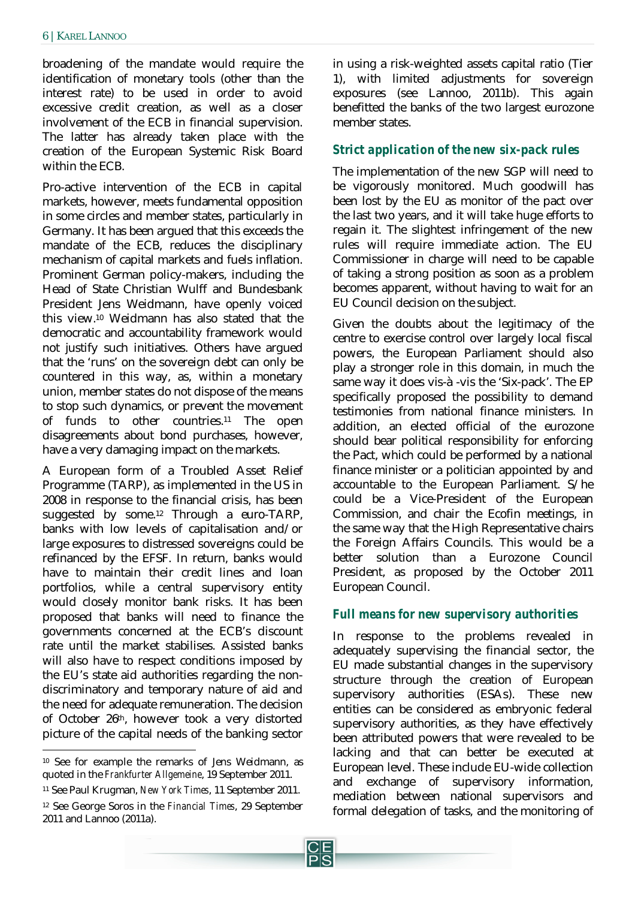broadening of the mandate would require the identification of monetary tools (other than the interest rate) to be used in order to avoid excessive credit creation, as well as a closer involvement of the ECB in financial supervision. The latter has already taken place with the creation of the European Systemic Risk Board within the ECB.

Pro-active intervention of the ECB in capital markets, however, meets fundamental opposition in some circles and member states, particularly in Germany. It has been argued that this exceeds the mandate of the ECB, reduces the disciplinary mechanism of capital markets and fuels inflation. Prominent German policy-makers, including the Head of State Christian Wulff and Bundesbank President Jens Weidmann, have openly voiced this view.[10] Weidmann has also stated that the democratic and accountability framework would not justify such initiatives. Others have argued that the 'runs' on the sovereign debt can only be countered in this way, as, within a monetary union, member states do not dispose of the means to stop such dynamics, or prevent the movement of funds to other countries.[11] The open disagreements about bond purchases, however, have a very damaging impact on the markets.

A European form of a Troubled Asset Relief Programme (TARP), as implemented in the US in 2008 in response to the financial crisis, has been suggested by some.[12] Through a euro-TARP, banks with low levels of capitalisation and/or large exposures to distressed sovereigns could be refinanced by the EFSF. In return, banks would have to maintain their credit lines and loan portfolios, while a central supervisory entity would closely monitor bank risks. It has been proposed that banks will need to finance the governments concerned at the ECB's discount rate until the market stabilises. Assisted banks will also have to respect conditions imposed by the EU's state aid authorities regarding the non-discriminatory and temporary nature of aid and the need for adequate remuneration. The decision of October 26th, however took a very distorted picture of the capital needs of the banking sector in using a risk-weighted assets capital ratio (Tier 1), with limited adjustments for sovereign exposures (see Lannoo, 2011b). This again benefitted the banks of the two largest eurozone member states.

### Strict application of the new six-pack rules

The implementation of the new SGP will need to be vigorously monitored. Much goodwill has been lost by the EU as monitor of the pact over the last two years, and it will take huge efforts to regain it. The slightest infringement of the new rules will require immediate action. The EU Commissioner in charge will need to be capable of taking a strong position as soon as a problem becomes apparent, without having to wait for an EU Council decision on the subject.

Given the doubts about the legitimacy of the centre to exercise control over largely local fiscal powers, the European Parliament should also play a stronger role in this domain, in much the same way it does vis-à -vis the 'Six-pack'. The EP specifically proposed the possibility to demand testimonies from national finance ministers. In addition, an elected official of the eurozone should bear political responsibility for enforcing the Pact, which could be performed by a national finance minister or a politician appointed by and accountable to the European Parliament. S/he could be a Vice-President of the European Commission, and chair the Ecofin meetings, in the same way that the High Representative chairs the Foreign Affairs Councils. This would be a better solution than a Eurozone Council President, as proposed by the October 2011 European Council.

### Full means for new supervisory authorities

In response to the problems revealed in adequately supervising the financial sector, the EU made substantial changes in the supervisory structure through the creation of European supervisory authorities (ESAs). These new entities can be considered as embryonic federal supervisory authorities, as they have effectively been attributed powers that were revealed to be lacking and that can better be executed at European level. These include EU-wide collection and exchange of supervisory information, mediation between national supervisors and formal delegation of tasks, and the monitoring of

---

[10] See for example the remarks of Jens Weidmann, as quoted in the *Frankfurter Allgemeine*, 19 September 2011.

[11] See Paul Krugman, *New York Times*, 11 September 2011.

[12] See George Soros in the *Financial Times*, 29 September 2011 and Lannoo (2011a).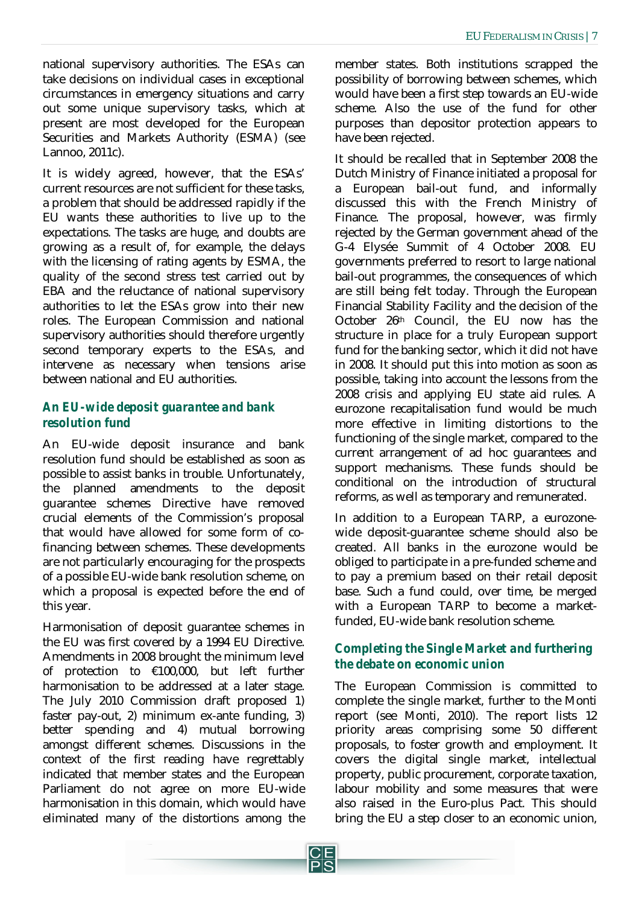national supervisory authorities. The ESAs can take decisions on individual cases in exceptional circumstances in emergency situations and carry out some unique supervisory tasks, which at present are most developed for the European Securities and Markets Authority (ESMA) (see Lannoo, 2011c).

It is widely agreed, however, that the ESAs' current resources are not sufficient for these tasks, a problem that should be addressed rapidly if the EU wants these authorities to live up to the expectations. The tasks are huge, and doubts are growing as a result of, for example, the delays with the licensing of rating agents by ESMA, the quality of the second stress test carried out by EBA and the reluctance of national supervisory authorities to let the ESAs grow into their new roles. The European Commission and national supervisory authorities should therefore urgently second temporary experts to the ESAs, and intervene as necessary when tensions arise between national and EU authorities.

### *An EU-wide deposit guarantee and bank resolution fund*

An EU-wide deposit insurance and bank resolution fund should be established as soon as possible to assist banks in trouble. Unfortunately, the planned amendments to the deposit guarantee schemes Directive have removed crucial elements of the Commission's proposal that would have allowed for some form of co-financing between schemes. These developments are not particularly encouraging for the prospects of a possible EU-wide bank resolution scheme, on which a proposal is expected before the end of this year.

Harmonisation of deposit guarantee schemes in the EU was first covered by a 1994 EU Directive. Amendments in 2008 brought the minimum level of protection to €100,000, but left further harmonisation to be addressed at a later stage. The July 2010 Commission draft proposed 1) faster pay-out, 2) minimum ex-ante funding, 3) better spending and 4) mutual borrowing amongst different schemes. Discussions in the context of the first reading have regrettably indicated that member states and the European Parliament do not agree on more EU-wide harmonisation in this domain, which would have eliminated many of the distortions among the member states. Both institutions scrapped the possibility of borrowing between schemes, which would have been a first step towards an EU-wide scheme. Also the use of the fund for other purposes than depositor protection appears to have been rejected.

It should be recalled that in September 2008 the Dutch Ministry of Finance initiated a proposal for a European bail-out fund, and informally discussed this with the French Ministry of Finance. The proposal, however, was firmly rejected by the German government ahead of the G-4 Elysée Summit of 4 October 2008. EU governments preferred to resort to large national bail-out programmes, the consequences of which are still being felt today. Through the European Financial Stability Facility and the decision of the October 26th Council, the EU now has the structure in place for a truly European support fund for the banking sector, which it did not have in 2008. It should put this into motion as soon as possible, taking into account the lessons from the 2008 crisis and applying EU state aid rules. A eurozone recapitalisation fund would be much more effective in limiting distortions to the functioning of the single market, compared to the current arrangement of ad hoc guarantees and support mechanisms. These funds should be conditional on the introduction of structural reforms, as well as temporary and remunerated.

In addition to a European TARP, a eurozone-wide deposit-guarantee scheme should also be created. All banks in the eurozone would be obliged to participate in a pre-funded scheme and to pay a premium based on their retail deposit base. Such a fund could, over time, be merged with a European TARP to become a market-funded, EU-wide bank resolution scheme.

### *Completing the Single Market and furthering the debate on economic union*

The European Commission is committed to complete the single market, further to the Monti report (see Monti, 2010). The report lists 12 priority areas comprising some 50 different proposals, to foster growth and employment. It covers the digital single market, intellectual property, public procurement, corporate taxation, labour mobility and some measures that were also raised in the Euro-plus Pact. This should bring the EU a step closer to an economic union,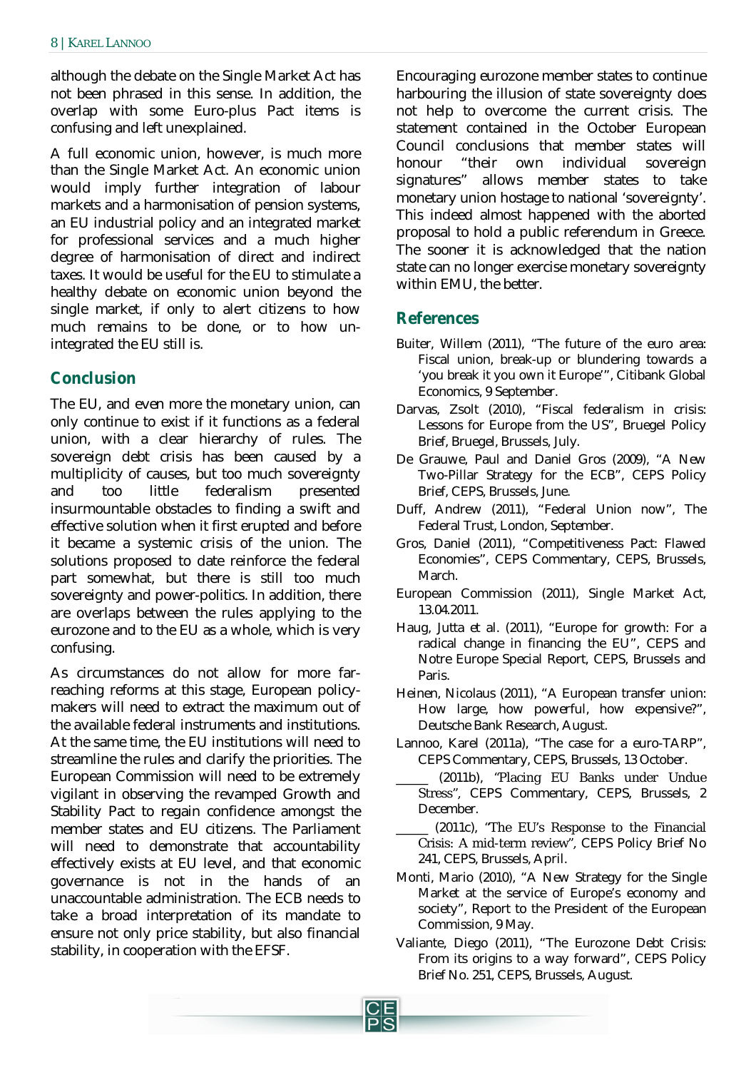although the debate on the Single Market Act has not been phrased in this sense. In addition, the overlap with some Euro-plus Pact items is confusing and left unexplained.

A full economic union, however, is much more than the Single Market Act. An economic union would imply further integration of labour markets and a harmonisation of pension systems, an EU industrial policy and an integrated market for professional services and a much higher degree of harmonisation of direct and indirect taxes. It would be useful for the EU to stimulate a healthy debate on economic union beyond the single market, if only to alert citizens to how much remains to be done, or to how un-integrated the EU still is.

## Conclusion

The EU, and even more the monetary union, can only continue to exist if it functions as a federal union, with a clear hierarchy of rules. The sovereign debt crisis has been caused by a multiplicity of causes, but too much sovereignty and too little federalism presented insurmountable obstacles to finding a swift and effective solution when it first erupted and before it became a systemic crisis of the union. The solutions proposed to date reinforce the federal part somewhat, but there is still too much sovereignty and power-politics. In addition, there are overlaps between the rules applying to the eurozone and to the EU as a whole, which is very confusing.

As circumstances do not allow for more far-reaching reforms at this stage, European policy-makers will need to extract the maximum out of the available federal instruments and institutions. At the same time, the EU institutions will need to streamline the rules and clarify the priorities. The European Commission will need to be extremely vigilant in observing the revamped Growth and Stability Pact to regain confidence amongst the member states and EU citizens. The Parliament will need to demonstrate that accountability effectively exists at EU level, and that economic governance is not in the hands of an unaccountable administration. The ECB needs to take a broad interpretation of its mandate to ensure not only price stability, but also financial stability, in cooperation with the EFSF.

Encouraging eurozone member states to continue harbouring the illusion of state sovereignty does not help to overcome the current crisis. The statement contained in the October European Council conclusions that member states will honour "their own individual sovereign signatures" allows member states to take monetary union hostage to national 'sovereignty'. This indeed almost happened with the aborted proposal to hold a public referendum in Greece. The sooner it is acknowledged that the nation state can no longer exercise monetary sovereignty within EMU, the better.

## References

Buiter, Willem (2011), "The future of the euro area: Fiscal union, break-up or blundering towards a 'you break it you own it Europe'", Citibank Global Economics, 9 September.

Darvas, Zsolt (2010), "Fiscal federalism in crisis: Lessons for Europe from the US", Bruegel Policy Brief, Bruegel, Brussels, July.

De Grauwe, Paul and Daniel Gros (2009), "A New Two-Pillar Strategy for the ECB", CEPS Policy Brief, CEPS, Brussels, June.

Duff, Andrew (2011), "Federal Union now", The Federal Trust, London, September.

Gros, Daniel (2011), "Competitiveness Pact: Flawed Economies", CEPS Commentary, CEPS, Brussels, March.

European Commission (2011), Single Market Act, 13.04.2011.

Haug, Jutta *et al.* (2011), "Europe for growth: For a radical change in financing the EU", CEPS and Notre Europe Special Report, CEPS, Brussels and Paris.

Heinen, Nicolaus (2011), "A European transfer union: How large, how powerful, how expensive?", Deutsche Bank Research, August.

Lannoo, Karel (2011a), "The case for a euro-TARP", CEPS Commentary, CEPS, Brussels, 13 October.

_____ (2011b), "Placing EU Banks under Undue Stress", CEPS Commentary, CEPS, Brussels, 2 December.

_____ (2011c), "The EU's Response to the Financial Crisis: A mid-term review", CEPS Policy Brief No 241, CEPS, Brussels, April.

Monti, Mario (2010), "A New Strategy for the Single Market at the service of Europe's economy and society", Report to the President of the European Commission, 9 May.

Valiante, Diego (2011), "The Eurozone Debt Crisis: From its origins to a way forward", CEPS Policy Brief No. 251, CEPS, Brussels, August.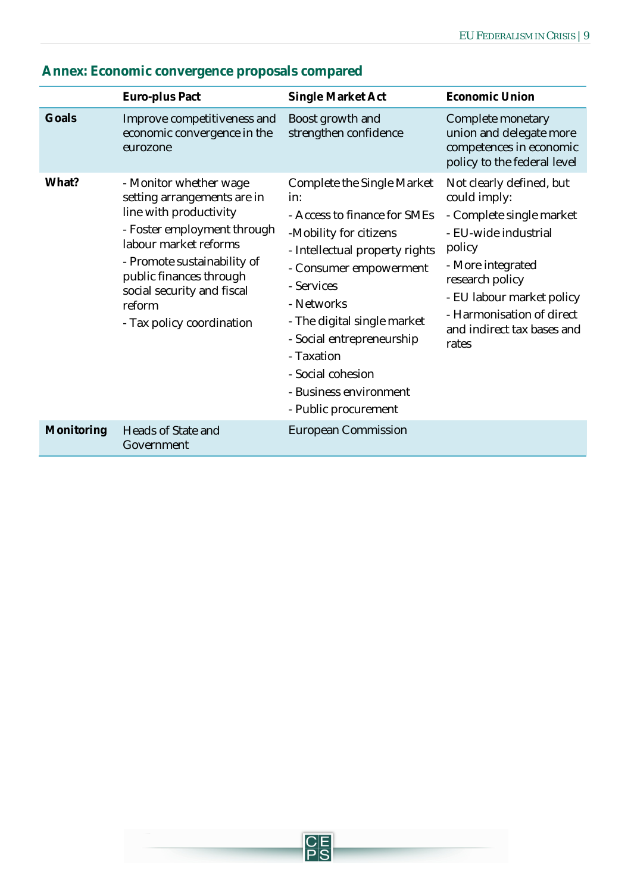## Annex: Economic convergence proposals compared

| | Euro-plus Pact | Single Market Act | Economic Union |
|---|---|---|---|
| **Goals** | Improve competitiveness and economic convergence in the eurozone | Boost growth and strengthen confidence | Complete monetary union and delegate more competences in economic policy to the federal level |
| **What?** | - Monitor whether wage setting arrangements are in line with productivity<br>- Foster employment through labour market reforms<br>- Promote sustainability of public finances through social security and fiscal reform<br>- Tax policy coordination | Complete the Single Market in:<br>- Access to finance for SMEs<br>-Mobility for citizens<br>- Intellectual property rights<br>- Consumer empowerment<br>- Services<br>- Networks<br>- The digital single market<br>- Social entrepreneurship<br>- Taxation<br>- Social cohesion<br>- Business environment<br>- Public procurement | Not clearly defined, but could imply:<br>- Complete single market<br>- EU-wide industrial policy<br>- More integrated research policy<br>- EU labour market policy<br>- Harmonisation of direct and indirect tax bases and rates |
| **Monitoring** | Heads of State and Government | European Commission | |